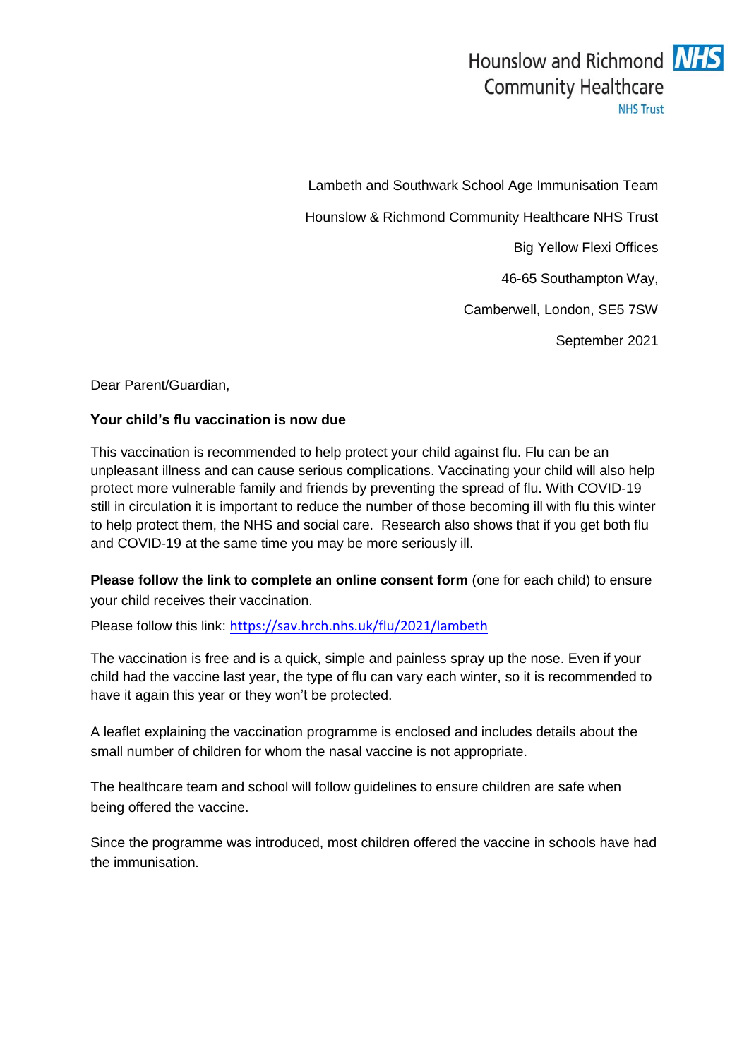Hounslow and Richmond Community Healthcare NHS Trust

Lambeth and Southwark School Age Immunisation Team

Hounslow & Richmond Community Healthcare NHS Trust

Big Yellow Flexi Offices

46-65 Southampton Way,

Camberwell, London, SE5 7SW

September 2021

Dear Parent/Guardian,

**Your child's flu vaccination is now due**

This vaccination is recommended to help protect your child against flu. Flu can be an unpleasant illness and can cause serious complications. Vaccinating your child will also help protect more vulnerable family and friends by preventing the spread of flu. With COVID-19 still in circulation it is important to reduce the number of those becoming ill with flu this winter to help protect them, the NHS and social care. Research also shows that if you get both flu and COVID-19 at the same time you may be more seriously ill.

**Please follow the link to complete an online consent form** (one for each child) to ensure your child receives their vaccination.

Please follow this link: [https://sav.hrch.nhs.uk/flu/2021/lambeth](https://sav.hrch.nhs.uk/flu/2021/lambeth)

The vaccination is free and is a quick, simple and painless spray up the nose. Even if your child had the vaccine last year, the type of flu can vary each winter, so it is recommended to have it again this year or they won't be protected.

A leaflet explaining the vaccination programme is enclosed and includes details about the small number of children for whom the nasal vaccine is not appropriate.

The healthcare team and school will follow guidelines to ensure children are safe when being offered the vaccine.

Since the programme was introduced, most children offered the vaccine in schools have had the immunisation.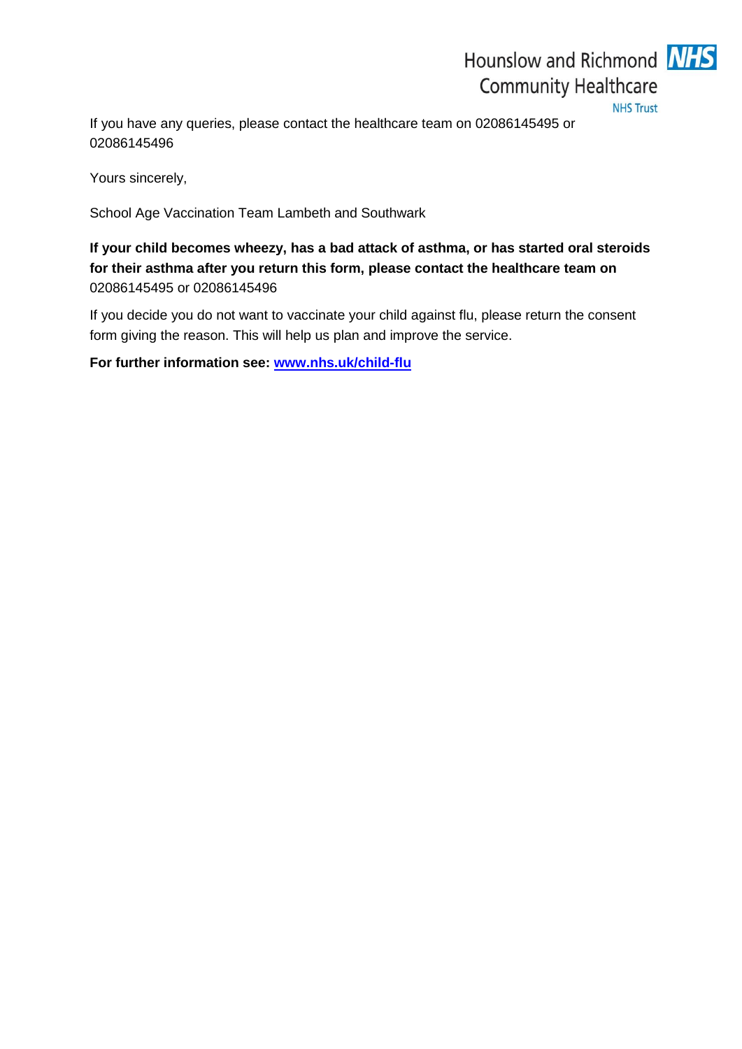If you have any queries, please contact the healthcare team on 02086145495 or 02086145496

Yours sincerely,

School Age Vaccination Team Lambeth and Southwark

**If your child becomes wheezy, has a bad attack of asthma, or has started oral steroids for their asthma after you return this form, please contact the healthcare team on** 02086145495 or 02086145496

If you decide you do not want to vaccinate your child against flu, please return the consent form giving the reason. This will help us plan and improve the service.

**For further information see: [www.nhs.uk/child-flu](http://www.nhs.uk/child-flu)**